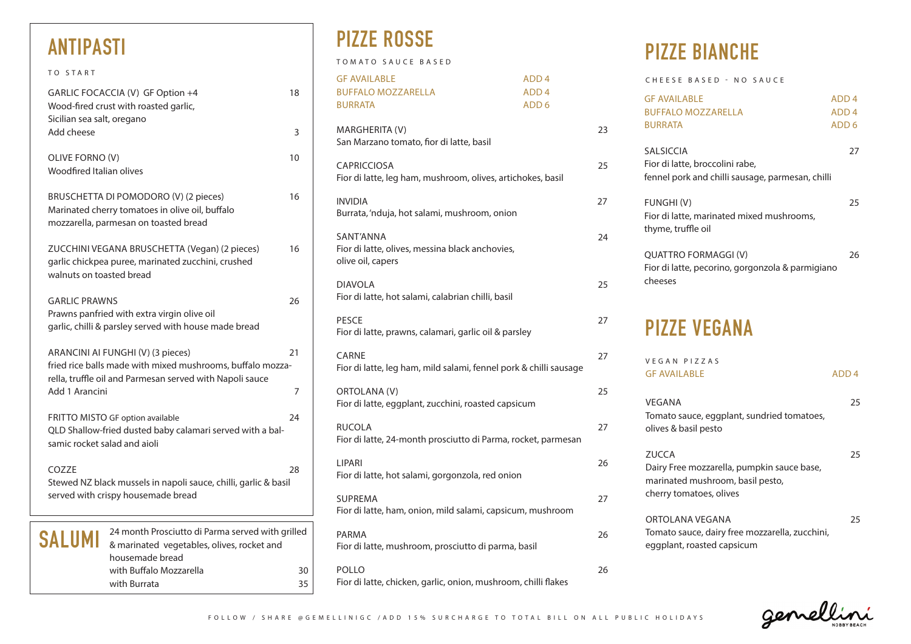# ANTIPASTI

TO START

**GARLIC FOCACCIA (V) GF Option +4** — 18
Wood-fired crust with roasted garlic, Sicilian sea salt, oregano
Add cheese — 3

**OLIVE FORNO (V)** — 10
Woodfired Italian olives

**BRUSCHETTA DI POMODORO (V) (2 pieces)** — 16
Marinated cherry tomatoes in olive oil, buffalo mozzarella, parmesan on toasted bread

**ZUCCHINI VEGANA BRUSCHETTA (Vegan) (2 pieces)** — 16
garlic chickpea puree, marinated zucchini, crushed walnuts on toasted bread

**GARLIC PRAWNS** — 26
Prawns panfried with extra virgin olive oil garlic, chilli & parsley served with house made bread

**ARANCINI AI FUNGHI (V) (3 pieces)** — 21
fried rice balls made with mixed mushrooms, buffalo mozzarella, truffle oil and Parmesan served with Napoli sauce
Add 1 Arancini — 7

**FRITTO MISTO GF option available** — 24
QLD Shallow-fried dusted baby calamari served with a balsamic rocket salad and aioli

**COZZE** — 28
Stewed NZ black mussels in napoli sauce, chilli, garlic & basil served with crispy housemade bread

# SALUMI

24 month Prosciutto di Parma served with grilled & marinated vegetables, olives, rocket and housemade bread
with Buffalo Mozzarella — 30
with Burrata — 35

# PIZZE ROSSE

TOMATO SAUCE BASED

GF AVAILABLE — ADD 4
BUFFALO MOZZARELLA — ADD 4
BURRATA — ADD 6

**MARGHERITA (V)** — 23
San Marzano tomato, fior di latte, basil

**CAPRICCIOSA** — 25
Fior di latte, leg ham, mushroom, olives, artichokes, basil

**INVIDIA** — 27
Burrata, 'nduja, hot salami, mushroom, onion

**SANT'ANNA** — 24
Fior di latte, olives, messina black anchovies, olive oil, capers

**DIAVOLA** — 25
Fior di latte, hot salami, calabrian chilli, basil

**PESCE** — 27
Fior di latte, prawns, calamari, garlic oil & parsley

**CARNE** — 27
Fior di latte, leg ham, mild salami, fennel pork & chilli sausage

**ORTOLANA (V)** — 25
Fior di latte, eggplant, zucchini, roasted capsicum

**RUCOLA** — 27
Fior di latte, 24-month prosciutto di Parma, rocket, parmesan

**LIPARI** — 26
Fior di latte, hot salami, gorgonzola, red onion

**SUPREMA** — 27
Fior di latte, ham, onion, mild salami, capsicum, mushroom

**PARMA** — 26
Fior di latte, mushroom, prosciutto di parma, basil

**POLLO** — 26
Fior di latte, chicken, garlic, onion, mushroom, chilli flakes

# PIZZE BIANCHE

CHEESE BASED - NO SAUCE

GF AVAILABLE — ADD 4
BUFFALO MOZZARELLA — ADD 4
BURRATA — ADD 6

**SALSICCIA** — 27
Fior di latte, broccolini rabe, fennel pork and chilli sausage, parmesan, chilli

**FUNGHI (V)** — 25
Fior di latte, marinated mixed mushrooms, thyme, truffle oil

**QUATTRO FORMAGGI (V)** — 26
Fior di latte, pecorino, gorgonzola & parmigiano cheeses

# PIZZE VEGANA

VEGAN PIZZAS
GF AVAILABLE — ADD 4

**VEGANA** — 25
Tomato sauce, eggplant, sundried tomatoes, olives & basil pesto

**ZUCCA** — 25
Dairy Free mozzarella, pumpkin sauce base, marinated mushroom, basil pesto, cherry tomatoes, olives

**ORTOLANA VEGANA** — 25
Tomato sauce, dairy free mozzarella, zucchini, eggplant, roasted capsicum

FOLLOW / SHARE @GEMELLINIGC / ADD 15% SURCHARGE TO TOTAL BILL ON ALL PUBLIC HOLIDAYS

gemellini NOBBY BEACH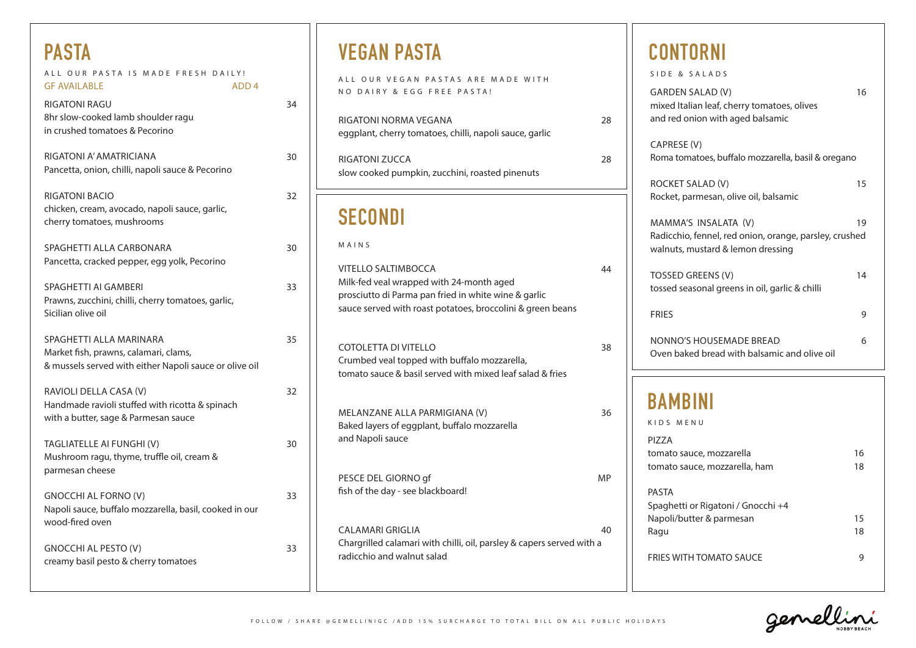## PASTA

ALL OUR PASTA IS MADE FRESH DAILY!

GF AVAILABLE ADD 4

RIGATONI RAGU 34
8hr slow-cooked lamb shoulder ragu in crushed tomatoes & Pecorino

RIGATONI A' AMATRICIANA 30
Pancetta, onion, chilli, napoli sauce & Pecorino

RIGATONI BACIO 32
chicken, cream, avocado, napoli sauce, garlic, cherry tomatoes, mushrooms

SPAGHETTI ALLA CARBONARA 30
Pancetta, cracked pepper, egg yolk, Pecorino

SPAGHETTI AI GAMBERI 33
Prawns, zucchini, chilli, cherry tomatoes, garlic, Sicilian olive oil

SPAGHETTI ALLA MARINARA 35
Market fish, prawns, calamari, clams, & mussels served with either Napoli sauce or olive oil

RAVIOLI DELLA CASA (V) 32
Handmade ravioli stuffed with ricotta & spinach with a butter, sage & Parmesan sauce

TAGLIATELLE AI FUNGHI (V) 30
Mushroom ragu, thyme, truffle oil, cream & parmesan cheese

GNOCCHI AL FORNO (V) 33
Napoli sauce, buffalo mozzarella, basil, cooked in our wood-fired oven

GNOCCHI AL PESTO (V) 33
creamy basil pesto & cherry tomatoes

## VEGAN PASTA

ALL OUR VEGAN PASTAS ARE MADE WITH NO DAIRY & EGG FREE PASTA!

RIGATONI NORMA VEGANA 28
eggplant, cherry tomatoes, chilli, napoli sauce, garlic

RIGATONI ZUCCA 28
slow cooked pumpkin, zucchini, roasted pinenuts

## SECONDI

MAINS

VITELLO SALTIMBOCCA 44
Milk-fed veal wrapped with 24-month aged prosciutto di Parma pan fried in white wine & garlic sauce served with roast potatoes, broccolini & green beans

COTOLETTA DI VITELLO 38
Crumbed veal topped with buffalo mozzarella, tomato sauce & basil served with mixed leaf salad & fries

MELANZANE ALLA PARMIGIANA (V) 36
Baked layers of eggplant, buffalo mozzarella and Napoli sauce

PESCE DEL GIORNO gf MP
fish of the day - see blackboard!

CALAMARI GRIGLIA 40
Chargrilled calamari with chilli, oil, parsley & capers served with a radicchio and walnut salad

## CONTORNI

SIDE & SALADS

GARDEN SALAD (V) 16
mixed Italian leaf, cherry tomatoes, olives and red onion with aged balsamic

CAPRESE (V)
Roma tomatoes, buffalo mozzarella, basil & oregano

ROCKET SALAD (V) 15
Rocket, parmesan, olive oil, balsamic

MAMMA'S INSALATA (V) 19
Radicchio, fennel, red onion, orange, parsley, crushed walnuts, mustard & lemon dressing

TOSSED GREENS (V) 14
tossed seasonal greens in oil, garlic & chilli

FRIES 9

NONNO'S HOUSEMADE BREAD 6
Oven baked bread with balsamic and olive oil

## BAMBINI

KIDS MENU

PIZZA
tomato sauce, mozzarella 16
tomato sauce, mozzarella, ham 18

PASTA
Spaghetti or Rigatoni / Gnocchi +4
Napoli/butter & parmesan 15
Ragu 18

FRIES WITH TOMATO SAUCE 9

FOLLOW / SHARE @GEMELLINIGC /ADD 15% SURCHARGE TO TOTAL BILL ON ALL PUBLIC HOLIDAYS

gemellini NOBBY BEACH